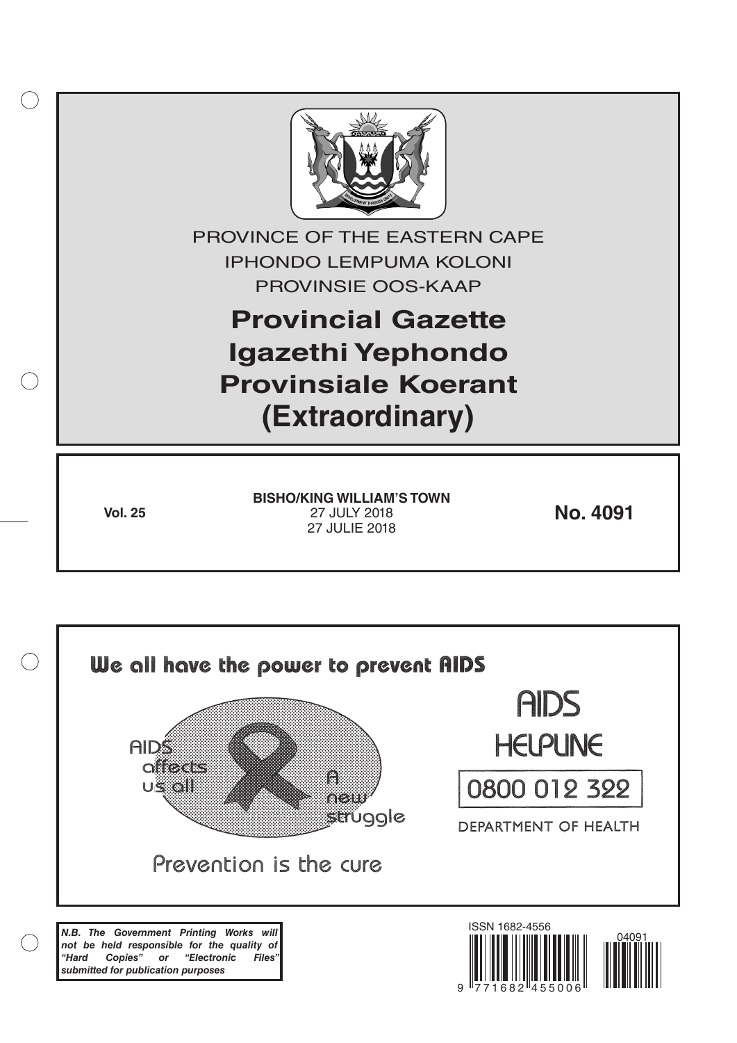PROVINCE OF THE EASTERN CAPE

IPHONDO LEMPUMA KOLONI

PROVINSIE OOS-KAAP

# Provincial Gazette
# Igazethi Yephondo
# Provinsiale Koerant
# (Extraordinary)

**Vol. 25**

**BISHO/KING WILLIAM'S TOWN**
27 JULY 2018
27 JULIE 2018

**No. 4091**

We all have the power to prevent AIDS

AIDS affects us all

A new struggle

Prevention is the cure

AIDS HELPLINE

0800 012 322

DEPARTMENT OF HEALTH

***N.B. The Government Printing Works will not be held responsible for the quality of "Hard Copies" or "Electronic Files" submitted for publication purposes***

ISSN 1682-4556

9 771682 455006

04091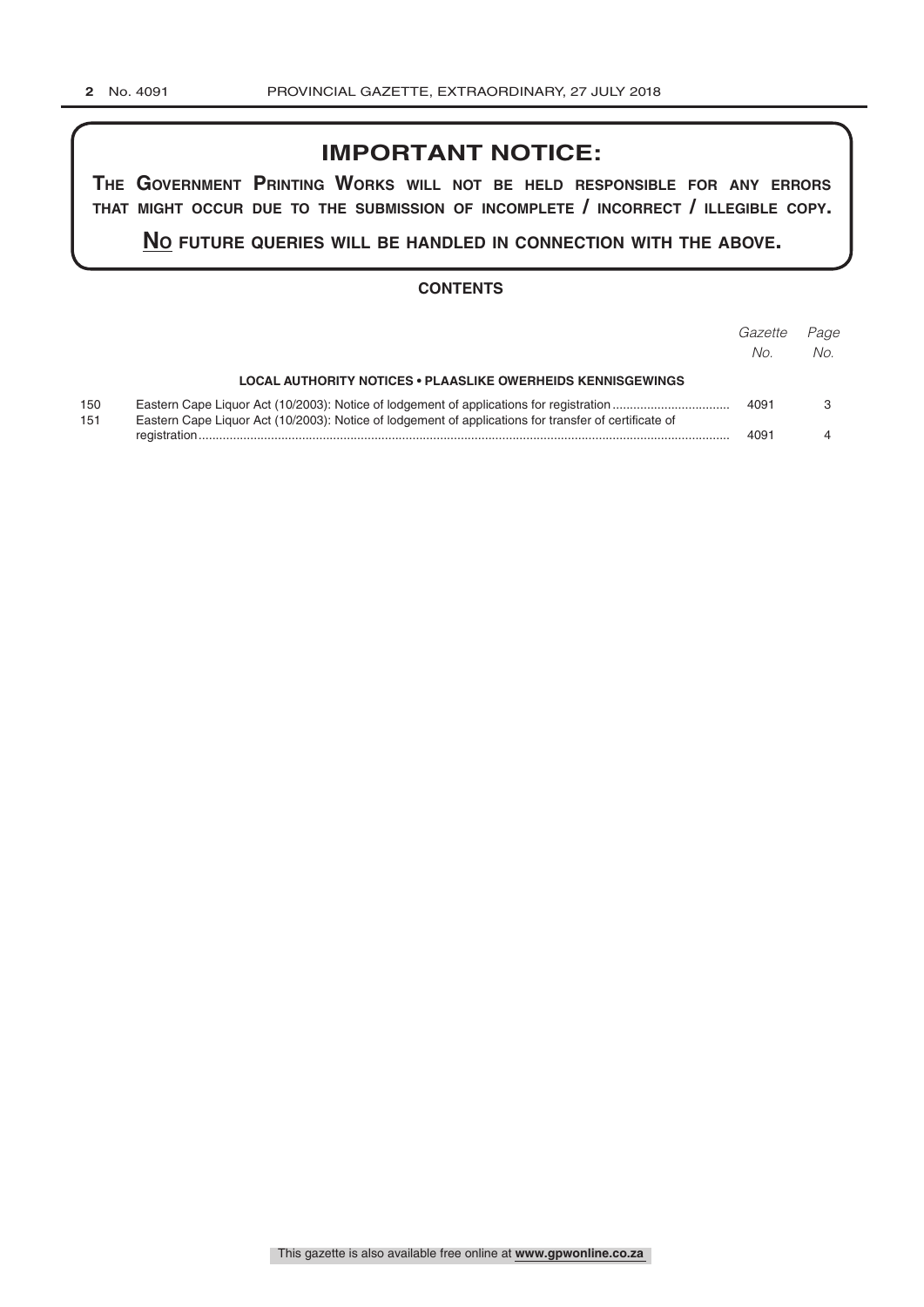# IMPORTANT NOTICE:

**THE GOVERNMENT PRINTING WORKS WILL NOT BE HELD RESPONSIBLE FOR ANY ERRORS THAT MIGHT OCCUR DUE TO THE SUBMISSION OF INCOMPLETE / INCORRECT / ILLEGIBLE COPY.**

**NO FUTURE QUERIES WILL BE HANDLED IN CONNECTION WITH THE ABOVE.**

## CONTENTS

| | | *Gazette No.* | *Page No.* |
|---|---|---|---|
| | **LOCAL AUTHORITY NOTICES • PLAASLIKE OWERHEIDS KENNISGEWINGS** | | |
| 150 | Eastern Cape Liquor Act (10/2003): Notice of lodgement of applications for registration | 4091 | 3 |
| 151 | Eastern Cape Liquor Act (10/2003): Notice of lodgement of applications for transfer of certificate of registration | 4091 | 4 |

This gazette is also available free online at **www.gpwonline.co.za**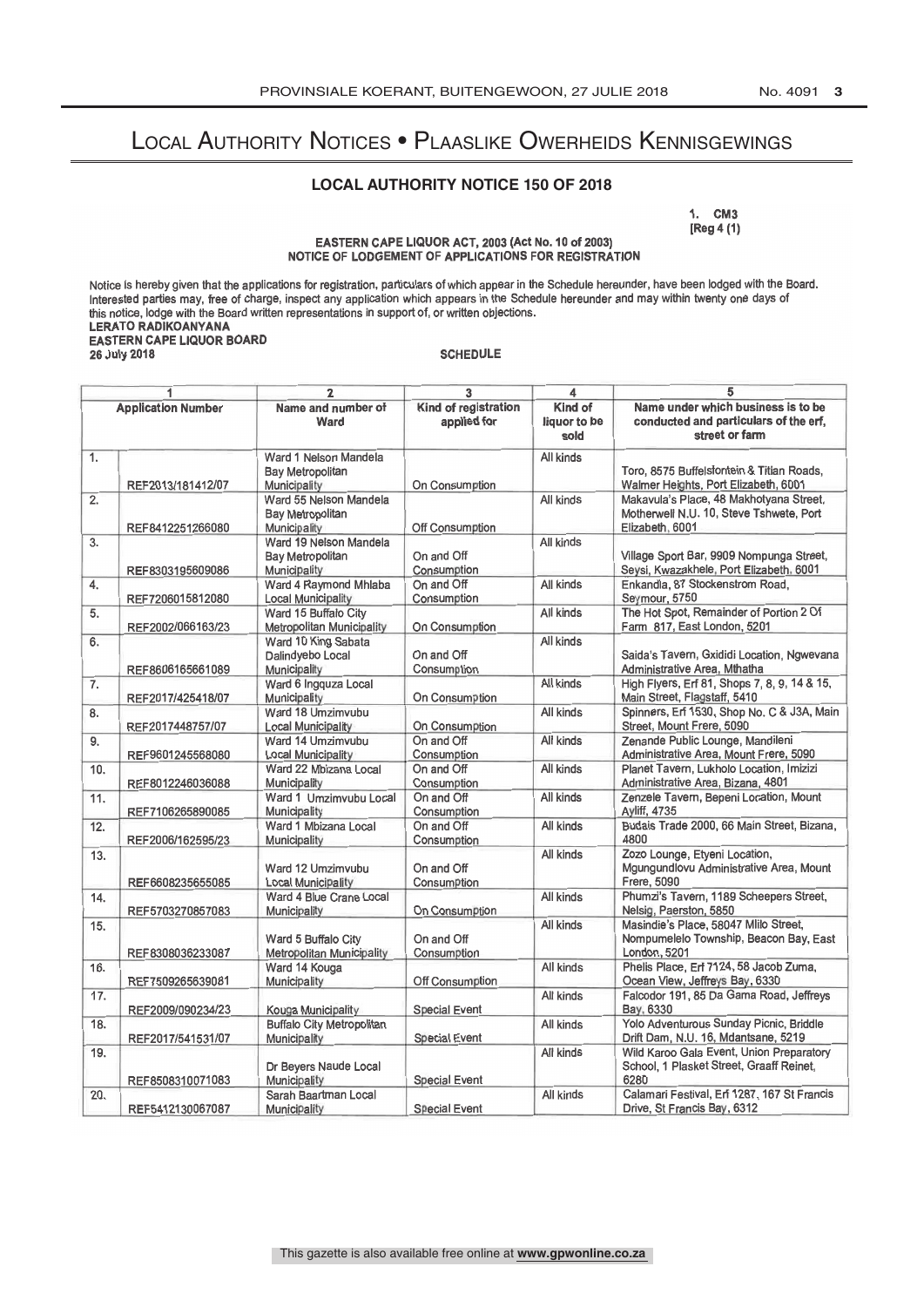# Local Authority Notices • Plaaslike Owerheids Kennisgewings

## LOCAL AUTHORITY NOTICE 150 OF 2018

1. CM3
[Reg 4 (1)]

**EASTERN CAPE LIQUOR ACT, 2003 (Act No. 10 of 2003)**
**NOTICE OF LODGEMENT OF APPLICATIONS FOR REGISTRATION**

Notice is hereby given that the applications for registration, particulars of which appear in the Schedule hereunder, have been lodged with the Board. Interested parties may, free of charge, inspect any application which appears in the Schedule hereunder and may within twenty one days of this notice, lodge with the Board written representations in support of, or written objections.

**LERATO RADIKOANYANA**
**EASTERN CAPE LIQUOR BOARD**
**26 July 2018**

**SCHEDULE**

| 1 | | 2 | 3 | 4 | 5 |
|---|---|---|---|---|---|
| **Application Number** | | **Name and number of Ward** | **Kind of registration applied for** | **Kind of liquor to be sold** | **Name under which business is to be conducted and particulars of the erf, street or farm** |
| 1. | REF2013/181412/07 | Ward 1 Nelson Mandela Bay Metropolitan Municipality | On Consumption | All kinds | Toro, 8575 Buffelsfontein & Titian Roads, Walmer Heights, Port Elizabeth, 6001 |
| 2. | REF8412251266080 | Ward 55 Nelson Mandela Bay Metropolitan Municipality | Off Consumption | All kinds | Makavula's Place, 48 Makhotyana Street, Motherwell N.U. 10, Steve Tshwete, Port Elizabeth, 6001 |
| 3. | REF8303195609086 | Ward 19 Nelson Mandela Bay Metropolitan Municipality | On and Off Consumption | All kinds | Village Sport Bar, 9909 Nompunga Street, Seysi, Kwazakhele, Port Elizabeth, 6001 |
| 4. | REF7206015812080 | Ward 4 Raymond Mhlaba Local Municipality | On and Off Consumption | All kinds | Enkandla, 87 Stockenstrom Road, Seymour, 5750 |
| 5. | REF2002/066163/23 | Ward 15 Buffalo City Metropolitan Municipality | On Consumption | All kinds | The Hot Spot, Remainder of Portion 2 Of Farm 817, East London, 5201 |
| 6. | REF8606165661089 | Ward 10 King Sabata Dalindyebo Local Municipality | On and Off Consumption | All kinds | Saida's Tavern, Gxididi Location, Ngwevana Administrative Area, Mthatha |
| 7. | REF2017/425418/07 | Ward 6 Ingquza Local Municipality | On Consumption | All kinds | High Flyers, Erf 81, Shops 7, 8, 9, 14 & 15, Main Street, Flagstaff, 5410 |
| 8. | REF2017448757/07 | Ward 18 Umzimvubu Local Municipality | On Consumption | All kinds | Spinners, Erf 1530, Shop No. C & J3A, Main Street, Mount Frere, 5090 |
| 9. | REF9601245568080 | Ward 14 Umzimvubu Local Municipality | On and Off Consumption | All kinds | Zenande Public Lounge, Mandileni Administrative Area, Mount Frere, 5090 |
| 10. | REF8012246036088 | Ward 22 Mbizana Local Municipality | On and Off Consumption | All kinds | Planet Tavern, Lukholo Location, Imizizi Administrative Area, Bizana, 4801 |
| 11. | REF7106265890085 | Ward 1 Umzimvubu Local Municipality | On and Off Consumption | All kinds | Zenzele Tavern, Bepeni Location, Mount Ayliff, 4735 |
| 12. | REF2006/162595/23 | Ward 1 Mbizana Local Municipality | On and Off Consumption | All kinds | Budais Trade 2000, 66 Main Street, Bizana, 4800 |
| 13. | REF6608235655085 | Ward 12 Umzimvubu Local Municipality | On and Off Consumption | All kinds | Zozo Lounge, Etyeni Location, Mgungundlovu Administrative Area, Mount Frere, 5090 |
| 14. | REF5703270857083 | Ward 4 Blue Crane Local Municipality | On Consumption | All kinds | Phumzi's Tavern, 1189 Scheepers Street, Nelsig, Paerston, 5850 |
| 15. | REF8308036233087 | Ward 5 Buffalo City Metropolitan Municipality | On and Off Consumption | All kinds | Masindie's Place, 58047 Mlilo Street, Nompumelelo Township, Beacon Bay, East London, 5201 |
| 16. | REF7509265639081 | Ward 14 Kouga Municipality | Off Consumption | All kinds | Phelis Place, Erf 7124, 58 Jacob Zuma, Ocean View, Jeffreys Bay, 6330 |
| 17. | REF2009/090234/23 | Kouga Municipality | Special Event | All kinds | Falcodor 191, 85 Da Gama Road, Jeffreys Bay, 6330 |
| 18. | REF2017/541531/07 | Buffalo City Metropolitan Municipality | Special Event | All kinds | Yolo Adventurous Sunday Picnic, Briddle Drift Dam, N.U. 16, Mdantsane, 5219 |
| 19. | REF8508310071083 | Dr Beyers Naude Local Municipality | Special Event | All kinds | Wild Karoo Gala Event, Union Preparatory School, 1 Plasket Street, Graaff Reinet, 6280 |
| 20. | REF5412130067087 | Sarah Baartman Local Municipality | Special Event | All kinds | Calamari Festival, Erf 1287, 167 St Francis Drive, St Francis Bay, 6312 |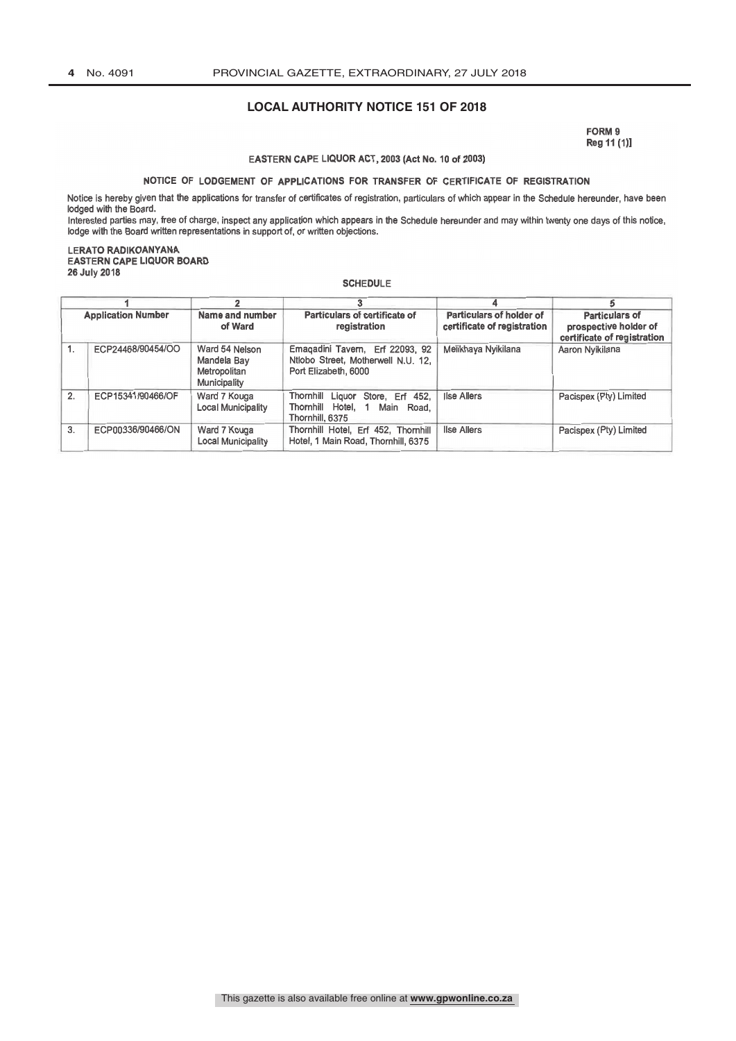## LOCAL AUTHORITY NOTICE 151 OF 2018

**FORM 9**
**Reg 11 (1)]**

**EASTERN CAPE LIQUOR ACT, 2003 (Act No. 10 of 2003)**

**NOTICE OF LODGEMENT OF APPLICATIONS FOR TRANSFER OF CERTIFICATE OF REGISTRATION**

Notice is hereby given that the applications for transfer of certificates of registration, particulars of which appear in the Schedule hereunder, have been lodged with the Board.

Interested parties may, free of charge, inspect any application which appears in the Schedule hereunder and may within twenty one days of this notice, lodge with the Board written representations in support of, or written objections.

**LERATO RADIKOANYANA**
**EASTERN CAPE LIQUOR BOARD**
**26 July 2018**

**SCHEDULE**

| 1 | | 2 | 3 | 4 | 5 |
|---|---|---|---|---|---|
| **Application Number** | | **Name and number of Ward** | **Particulars of certificate of registration** | **Particulars of holder of certificate of registration** | **Particulars of prospective holder of certificate of registration** |
| 1. | ECP24468/90454/OO | Ward 54 Nelson Mandela Bay Metropolitan Municipality | Emaqadini Tavern, Erf 22093, 92 Ntlobo Street, Motherwell N.U. 12, Port Elizabeth, 6000 | Melikhaya Nyikilana | Aaron Nyikilana |
| 2. | ECP15341/90466/OF | Ward 7 Kouga Local Municipality | Thornhill Liquor Store, Erf 452, Thornhill Hotel, 1 Main Road, Thornhill, 6375 | Ilse Allers | Pacispex (Pty) Limited |
| 3. | ECP00336/90466/ON | Ward 7 Kouga Local Municipality | Thornhill Hotel, Erf 452, Thornhill Hotel, 1 Main Road, Thornhill, 6375 | Ilse Allers | Pacispex (Pty) Limited |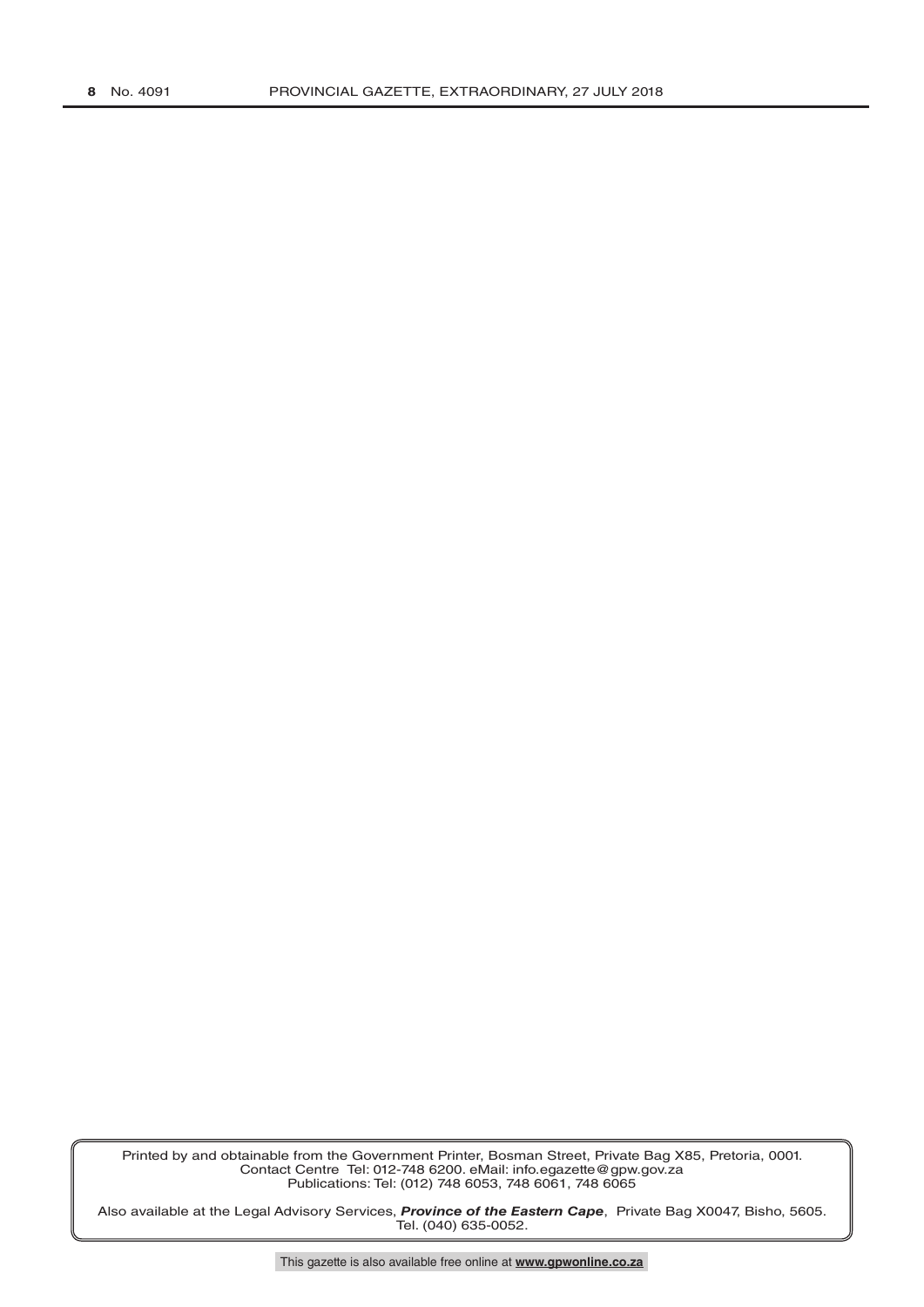Printed by and obtainable from the Government Printer, Bosman Street, Private Bag X85, Pretoria, 0001.
Contact Centre Tel: 012-748 6200. eMail: info.egazette@gpw.gov.za
Publications: Tel: (012) 748 6053, 748 6061, 748 6065

Also available at the Legal Advisory Services, ***Province of the Eastern Cape***, Private Bag X0047, Bisho, 5605.
Tel. (040) 635-0052.

This gazette is also available free online at **www.gpwonline.co.za**